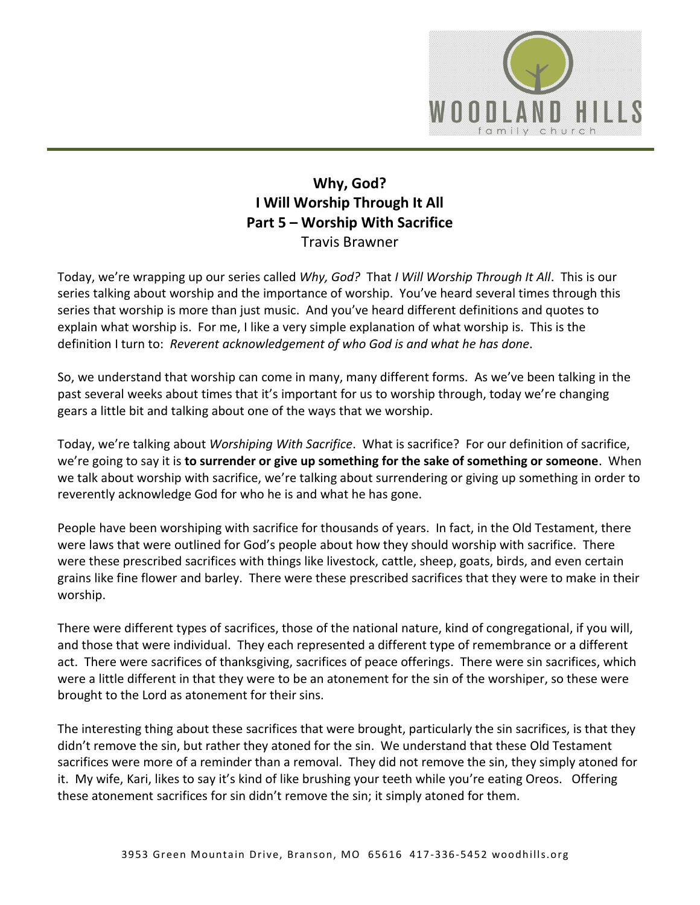# Why, God?
## I Will Worship Through It All
## Part 5 – Worship With Sacrifice
Travis Brawner

Today, we're wrapping up our series called *Why, God?* That *I Will Worship Through It All*. This is our series talking about worship and the importance of worship. You've heard several times through this series that worship is more than just music. And you've heard different definitions and quotes to explain what worship is. For me, I like a very simple explanation of what worship is. This is the definition I turn to: *Reverent acknowledgement of who God is and what he has done*.

So, we understand that worship can come in many, many different forms. As we've been talking in the past several weeks about times that it's important for us to worship through, today we're changing gears a little bit and talking about one of the ways that we worship.

Today, we're talking about *Worshiping With Sacrifice*. What is sacrifice? For our definition of sacrifice, we're going to say it is **to surrender or give up something for the sake of something or someone**. When we talk about worship with sacrifice, we're talking about surrendering or giving up something in order to reverently acknowledge God for who he is and what he has gone.

People have been worshiping with sacrifice for thousands of years. In fact, in the Old Testament, there were laws that were outlined for God's people about how they should worship with sacrifice. There were these prescribed sacrifices with things like livestock, cattle, sheep, goats, birds, and even certain grains like fine flower and barley. There were these prescribed sacrifices that they were to make in their worship.

There were different types of sacrifices, those of the national nature, kind of congregational, if you will, and those that were individual. They each represented a different type of remembrance or a different act. There were sacrifices of thanksgiving, sacrifices of peace offerings. There were sin sacrifices, which were a little different in that they were to be an atonement for the sin of the worshiper, so these were brought to the Lord as atonement for their sins.

The interesting thing about these sacrifices that were brought, particularly the sin sacrifices, is that they didn't remove the sin, but rather they atoned for the sin. We understand that these Old Testament sacrifices were more of a reminder than a removal. They did not remove the sin, they simply atoned for it. My wife, Kari, likes to say it's kind of like brushing your teeth while you're eating Oreos. Offering these atonement sacrifices for sin didn't remove the sin; it simply atoned for them.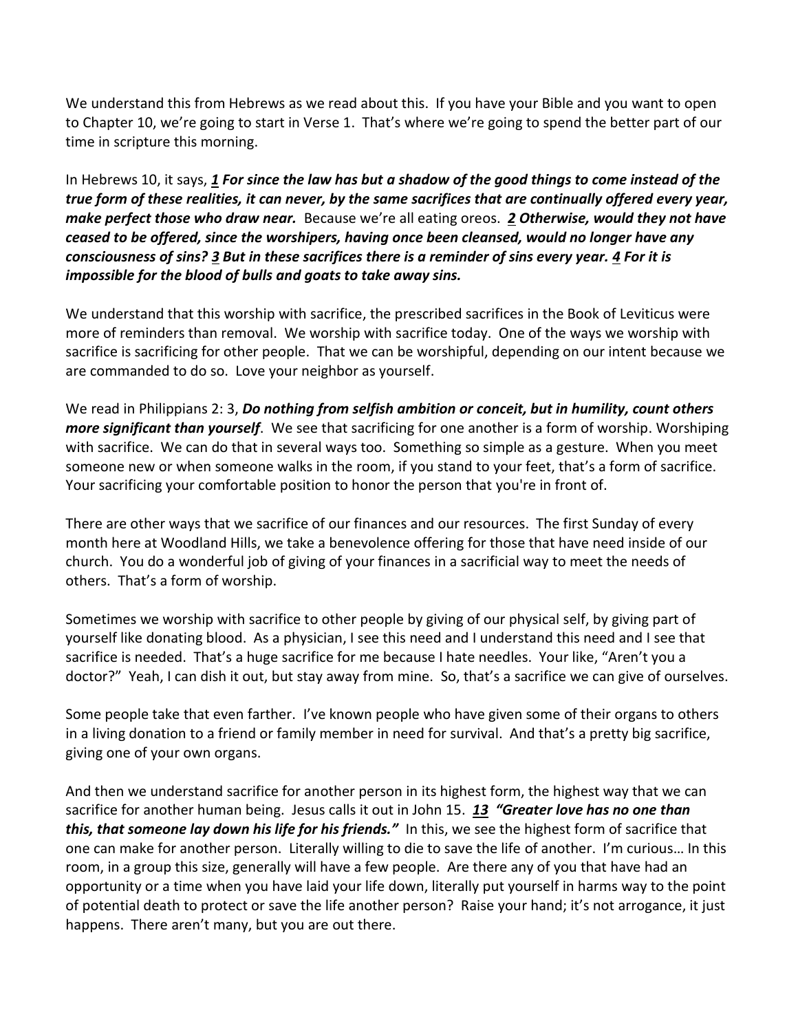We understand this from Hebrews as we read about this. If you have your Bible and you want to open to Chapter 10, we're going to start in Verse 1. That's where we're going to spend the better part of our time in scripture this morning.

In Hebrews 10, it says, ***1*** ***For since the law has but a shadow of the good things to come instead of the true form of these realities, it can never, by the same sacrifices that are continually offered every year, make perfect those who draw near.*** Because we're all eating oreos. ***2*** ***Otherwise, would they not have ceased to be offered, since the worshipers, having once been cleansed, would no longer have any consciousness of sins?*** ***3*** ***But in these sacrifices there is a reminder of sins every year.*** ***4*** ***For it is impossible for the blood of bulls and goats to take away sins.***

We understand that this worship with sacrifice, the prescribed sacrifices in the Book of Leviticus were more of reminders than removal. We worship with sacrifice today. One of the ways we worship with sacrifice is sacrificing for other people. That we can be worshipful, depending on our intent because we are commanded to do so. Love your neighbor as yourself.

We read in Philippians 2: 3, ***Do nothing from selfish ambition or conceit, but in humility, count others more significant than yourself***. We see that sacrificing for one another is a form of worship. Worshiping with sacrifice. We can do that in several ways too. Something so simple as a gesture. When you meet someone new or when someone walks in the room, if you stand to your feet, that's a form of sacrifice. Your sacrificing your comfortable position to honor the person that you're in front of.

There are other ways that we sacrifice of our finances and our resources. The first Sunday of every month here at Woodland Hills, we take a benevolence offering for those that have need inside of our church. You do a wonderful job of giving of your finances in a sacrificial way to meet the needs of others. That's a form of worship.

Sometimes we worship with sacrifice to other people by giving of our physical self, by giving part of yourself like donating blood. As a physician, I see this need and I understand this need and I see that sacrifice is needed. That's a huge sacrifice for me because I hate needles. Your like, "Aren't you a doctor?" Yeah, I can dish it out, but stay away from mine. So, that's a sacrifice we can give of ourselves.

Some people take that even farther. I've known people who have given some of their organs to others in a living donation to a friend or family member in need for survival. And that's a pretty big sacrifice, giving one of your own organs.

And then we understand sacrifice for another person in its highest form, the highest way that we can sacrifice for another human being. Jesus calls it out in John 15. ***13*** ***"Greater love has no one than this, that someone lay down his life for his friends."*** In this, we see the highest form of sacrifice that one can make for another person. Literally willing to die to save the life of another. I'm curious… In this room, in a group this size, generally will have a few people. Are there any of you that have had an opportunity or a time when you have laid your life down, literally put yourself in harms way to the point of potential death to protect or save the life another person? Raise your hand; it's not arrogance, it just happens. There aren't many, but you are out there.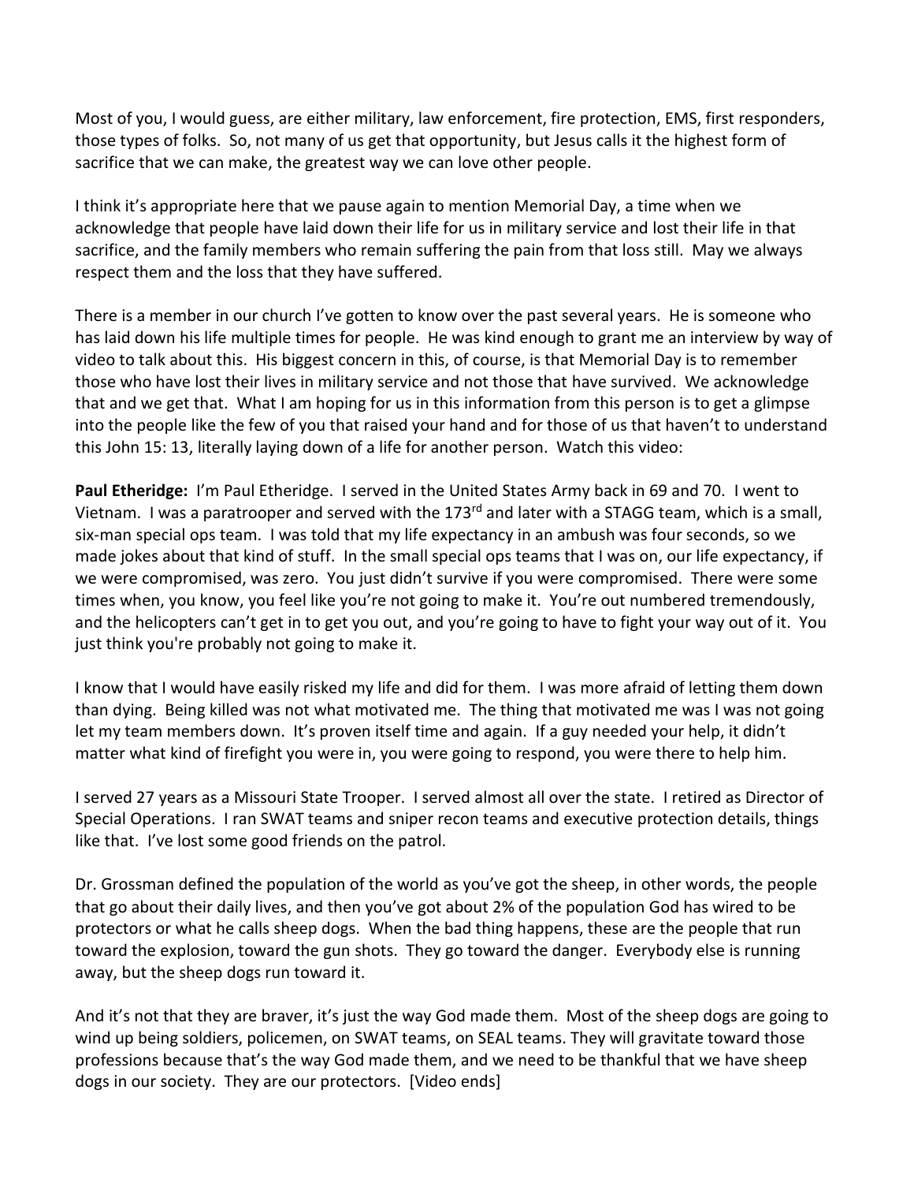Most of you, I would guess, are either military, law enforcement, fire protection, EMS, first responders, those types of folks. So, not many of us get that opportunity, but Jesus calls it the highest form of sacrifice that we can make, the greatest way we can love other people.

I think it's appropriate here that we pause again to mention Memorial Day, a time when we acknowledge that people have laid down their life for us in military service and lost their life in that sacrifice, and the family members who remain suffering the pain from that loss still. May we always respect them and the loss that they have suffered.

There is a member in our church I've gotten to know over the past several years. He is someone who has laid down his life multiple times for people. He was kind enough to grant me an interview by way of video to talk about this. His biggest concern in this, of course, is that Memorial Day is to remember those who have lost their lives in military service and not those that have survived. We acknowledge that and we get that. What I am hoping for us in this information from this person is to get a glimpse into the people like the few of you that raised your hand and for those of us that haven't to understand this John 15: 13, literally laying down of a life for another person. Watch this video:

**Paul Etheridge:** I'm Paul Etheridge. I served in the United States Army back in 69 and 70. I went to Vietnam. I was a paratrooper and served with the 173rd and later with a STAGG team, which is a small, six-man special ops team. I was told that my life expectancy in an ambush was four seconds, so we made jokes about that kind of stuff. In the small special ops teams that I was on, our life expectancy, if we were compromised, was zero. You just didn't survive if you were compromised. There were some times when, you know, you feel like you're not going to make it. You're out numbered tremendously, and the helicopters can't get in to get you out, and you're going to have to fight your way out of it. You just think you're probably not going to make it.

I know that I would have easily risked my life and did for them. I was more afraid of letting them down than dying. Being killed was not what motivated me. The thing that motivated me was I was not going let my team members down. It's proven itself time and again. If a guy needed your help, it didn't matter what kind of firefight you were in, you were going to respond, you were there to help him.

I served 27 years as a Missouri State Trooper. I served almost all over the state. I retired as Director of Special Operations. I ran SWAT teams and sniper recon teams and executive protection details, things like that. I've lost some good friends on the patrol.

Dr. Grossman defined the population of the world as you've got the sheep, in other words, the people that go about their daily lives, and then you've got about 2% of the population God has wired to be protectors or what he calls sheep dogs. When the bad thing happens, these are the people that run toward the explosion, toward the gun shots. They go toward the danger. Everybody else is running away, but the sheep dogs run toward it.

And it's not that they are braver, it's just the way God made them. Most of the sheep dogs are going to wind up being soldiers, policemen, on SWAT teams, on SEAL teams. They will gravitate toward those professions because that's the way God made them, and we need to be thankful that we have sheep dogs in our society. They are our protectors. [Video ends]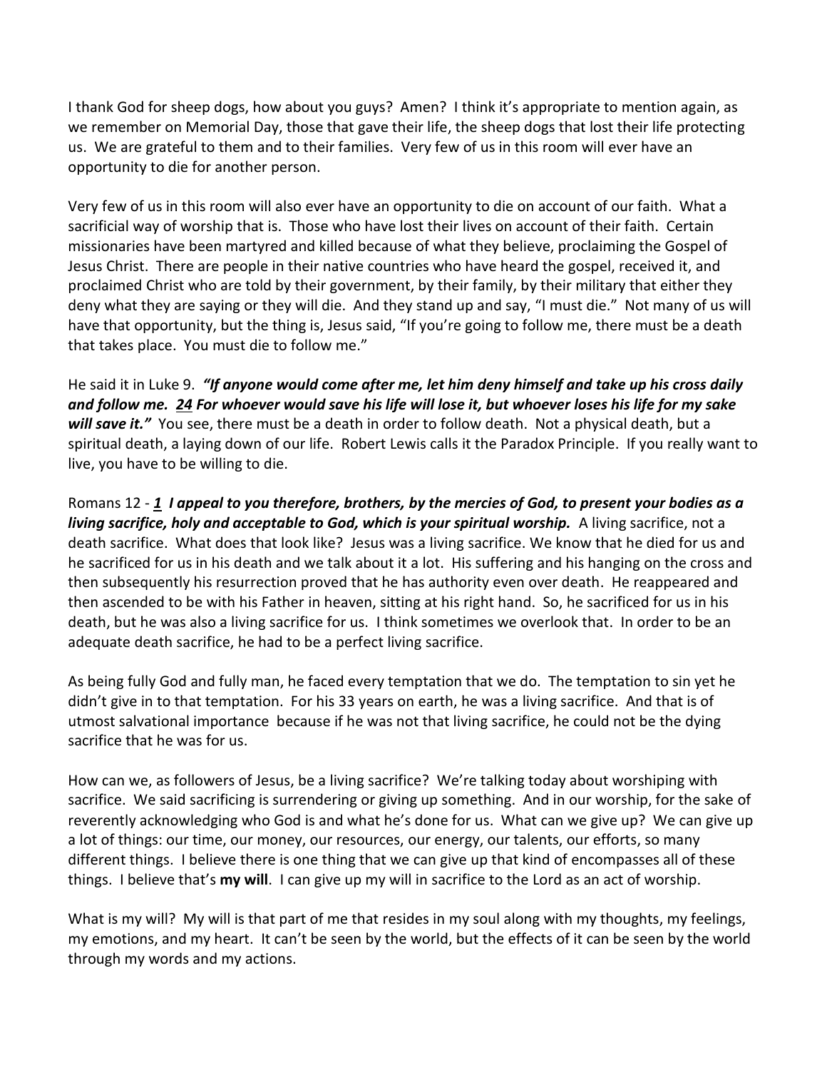I thank God for sheep dogs, how about you guys? Amen? I think it's appropriate to mention again, as we remember on Memorial Day, those that gave their life, the sheep dogs that lost their life protecting us. We are grateful to them and to their families. Very few of us in this room will ever have an opportunity to die for another person.

Very few of us in this room will also ever have an opportunity to die on account of our faith. What a sacrificial way of worship that is. Those who have lost their lives on account of their faith. Certain missionaries have been martyred and killed because of what they believe, proclaiming the Gospel of Jesus Christ. There are people in their native countries who have heard the gospel, received it, and proclaimed Christ who are told by their government, by their family, by their military that either they deny what they are saying or they will die. And they stand up and say, "I must die." Not many of us will have that opportunity, but the thing is, Jesus said, "If you're going to follow me, there must be a death that takes place. You must die to follow me."

He said it in Luke 9. ***"If anyone would come after me, let him deny himself and take up his cross daily and follow me. <u>24</u> For whoever would save his life will lose it, but whoever loses his life for my sake will save it."*** You see, there must be a death in order to follow death. Not a physical death, but a spiritual death, a laying down of our life. Robert Lewis calls it the Paradox Principle. If you really want to live, you have to be willing to die.

Romans 12 - ***<u>1</u> I appeal to you therefore, brothers, by the mercies of God, to present your bodies as a living sacrifice, holy and acceptable to God, which is your spiritual worship.*** A living sacrifice, not a death sacrifice. What does that look like? Jesus was a living sacrifice. We know that he died for us and he sacrificed for us in his death and we talk about it a lot. His suffering and his hanging on the cross and then subsequently his resurrection proved that he has authority even over death. He reappeared and then ascended to be with his Father in heaven, sitting at his right hand. So, he sacrificed for us in his death, but he was also a living sacrifice for us. I think sometimes we overlook that. In order to be an adequate death sacrifice, he had to be a perfect living sacrifice.

As being fully God and fully man, he faced every temptation that we do. The temptation to sin yet he didn't give in to that temptation. For his 33 years on earth, he was a living sacrifice. And that is of utmost salvational importance because if he was not that living sacrifice, he could not be the dying sacrifice that he was for us.

How can we, as followers of Jesus, be a living sacrifice? We're talking today about worshiping with sacrifice. We said sacrificing is surrendering or giving up something. And in our worship, for the sake of reverently acknowledging who God is and what he's done for us. What can we give up? We can give up a lot of things: our time, our money, our resources, our energy, our talents, our efforts, so many different things. I believe there is one thing that we can give up that kind of encompasses all of these things. I believe that's **my will**. I can give up my will in sacrifice to the Lord as an act of worship.

What is my will? My will is that part of me that resides in my soul along with my thoughts, my feelings, my emotions, and my heart. It can't be seen by the world, but the effects of it can be seen by the world through my words and my actions.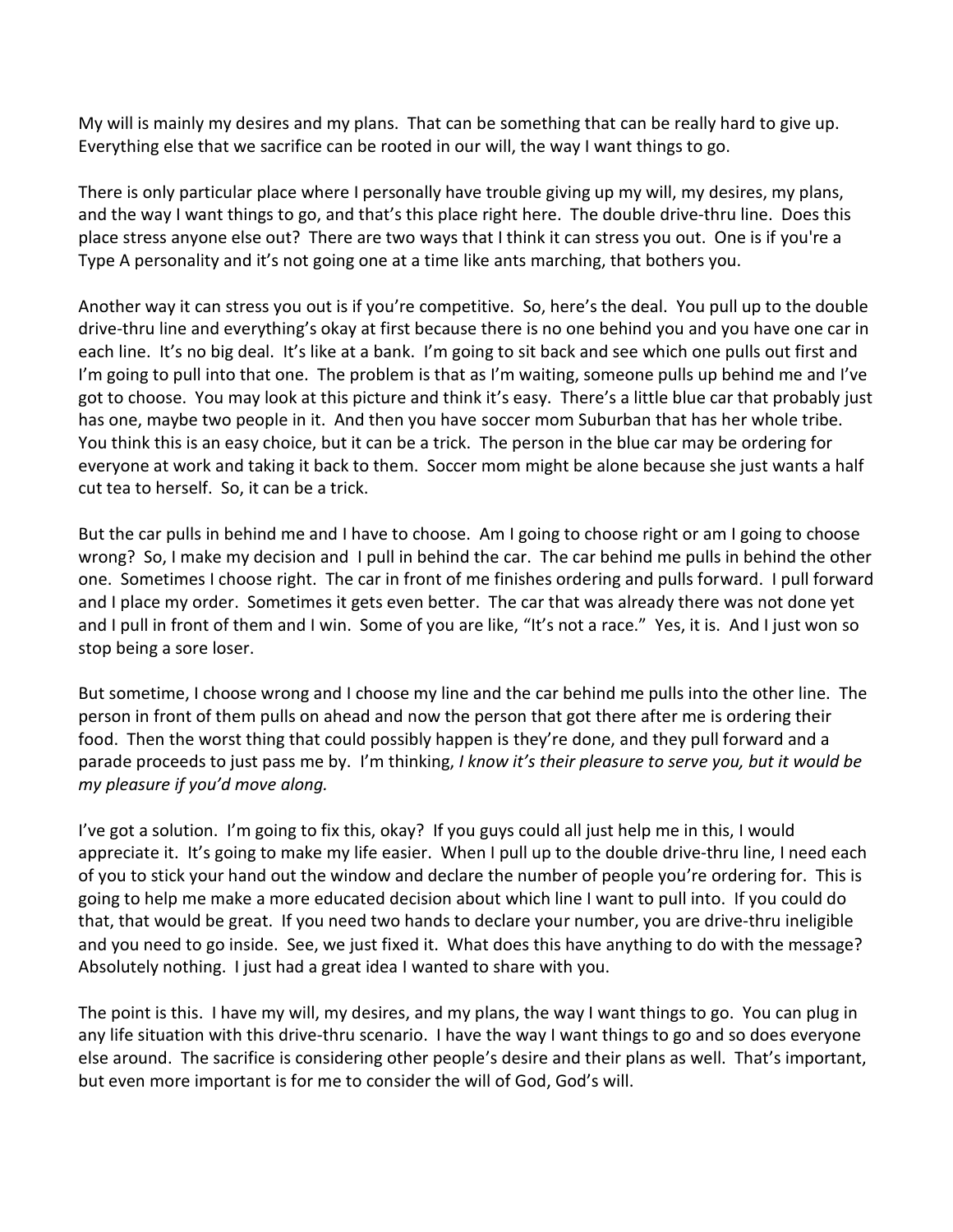My will is mainly my desires and my plans. That can be something that can be really hard to give up. Everything else that we sacrifice can be rooted in our will, the way I want things to go.

There is only particular place where I personally have trouble giving up my will, my desires, my plans, and the way I want things to go, and that's this place right here. The double drive-thru line. Does this place stress anyone else out? There are two ways that I think it can stress you out. One is if you're a Type A personality and it's not going one at a time like ants marching, that bothers you.

Another way it can stress you out is if you're competitive. So, here's the deal. You pull up to the double drive-thru line and everything's okay at first because there is no one behind you and you have one car in each line. It's no big deal. It's like at a bank. I'm going to sit back and see which one pulls out first and I'm going to pull into that one. The problem is that as I'm waiting, someone pulls up behind me and I've got to choose. You may look at this picture and think it's easy. There's a little blue car that probably just has one, maybe two people in it. And then you have soccer mom Suburban that has her whole tribe. You think this is an easy choice, but it can be a trick. The person in the blue car may be ordering for everyone at work and taking it back to them. Soccer mom might be alone because she just wants a half cut tea to herself. So, it can be a trick.

But the car pulls in behind me and I have to choose. Am I going to choose right or am I going to choose wrong? So, I make my decision and I pull in behind the car. The car behind me pulls in behind the other one. Sometimes I choose right. The car in front of me finishes ordering and pulls forward. I pull forward and I place my order. Sometimes it gets even better. The car that was already there was not done yet and I pull in front of them and I win. Some of you are like, "It's not a race." Yes, it is. And I just won so stop being a sore loser.

But sometime, I choose wrong and I choose my line and the car behind me pulls into the other line. The person in front of them pulls on ahead and now the person that got there after me is ordering their food. Then the worst thing that could possibly happen is they're done, and they pull forward and a parade proceeds to just pass me by. I'm thinking, *I know it's their pleasure to serve you, but it would be my pleasure if you'd move along.*

I've got a solution. I'm going to fix this, okay? If you guys could all just help me in this, I would appreciate it. It's going to make my life easier. When I pull up to the double drive-thru line, I need each of you to stick your hand out the window and declare the number of people you're ordering for. This is going to help me make a more educated decision about which line I want to pull into. If you could do that, that would be great. If you need two hands to declare your number, you are drive-thru ineligible and you need to go inside. See, we just fixed it. What does this have anything to do with the message? Absolutely nothing. I just had a great idea I wanted to share with you.

The point is this. I have my will, my desires, and my plans, the way I want things to go. You can plug in any life situation with this drive-thru scenario. I have the way I want things to go and so does everyone else around. The sacrifice is considering other people's desire and their plans as well. That's important, but even more important is for me to consider the will of God, God's will.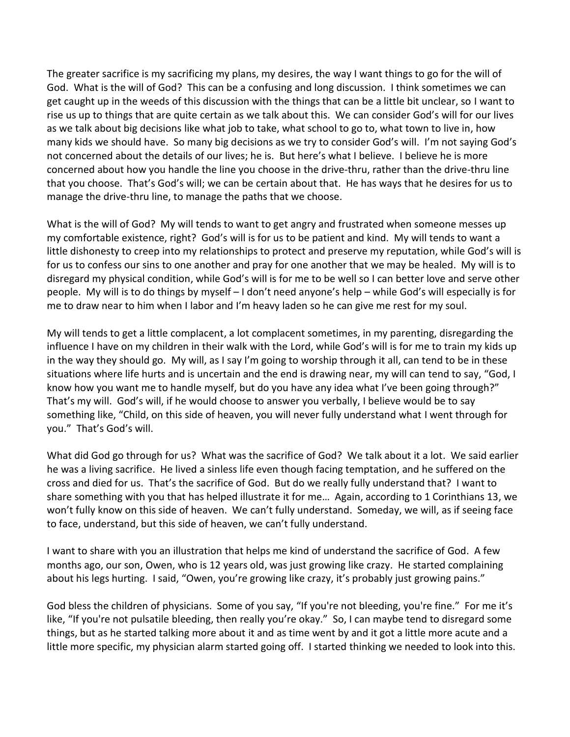The greater sacrifice is my sacrificing my plans, my desires, the way I want things to go for the will of God. What is the will of God? This can be a confusing and long discussion. I think sometimes we can get caught up in the weeds of this discussion with the things that can be a little bit unclear, so I want to rise us up to things that are quite certain as we talk about this. We can consider God's will for our lives as we talk about big decisions like what job to take, what school to go to, what town to live in, how many kids we should have. So many big decisions as we try to consider God's will. I'm not saying God's not concerned about the details of our lives; he is. But here's what I believe. I believe he is more concerned about how you handle the line you choose in the drive-thru, rather than the drive-thru line that you choose. That's God's will; we can be certain about that. He has ways that he desires for us to manage the drive-thru line, to manage the paths that we choose.

What is the will of God? My will tends to want to get angry and frustrated when someone messes up my comfortable existence, right? God's will is for us to be patient and kind. My will tends to want a little dishonesty to creep into my relationships to protect and preserve my reputation, while God's will is for us to confess our sins to one another and pray for one another that we may be healed. My will is to disregard my physical condition, while God's will is for me to be well so I can better love and serve other people. My will is to do things by myself – I don't need anyone's help – while God's will especially is for me to draw near to him when I labor and I'm heavy laden so he can give me rest for my soul.

My will tends to get a little complacent, a lot complacent sometimes, in my parenting, disregarding the influence I have on my children in their walk with the Lord, while God's will is for me to train my kids up in the way they should go. My will, as I say I'm going to worship through it all, can tend to be in these situations where life hurts and is uncertain and the end is drawing near, my will can tend to say, "God, I know how you want me to handle myself, but do you have any idea what I've been going through?" That's my will. God's will, if he would choose to answer you verbally, I believe would be to say something like, "Child, on this side of heaven, you will never fully understand what I went through for you." That's God's will.

What did God go through for us? What was the sacrifice of God? We talk about it a lot. We said earlier he was a living sacrifice. He lived a sinless life even though facing temptation, and he suffered on the cross and died for us. That's the sacrifice of God. But do we really fully understand that? I want to share something with you that has helped illustrate it for me… Again, according to 1 Corinthians 13, we won't fully know on this side of heaven. We can't fully understand. Someday, we will, as if seeing face to face, understand, but this side of heaven, we can't fully understand.

I want to share with you an illustration that helps me kind of understand the sacrifice of God. A few months ago, our son, Owen, who is 12 years old, was just growing like crazy. He started complaining about his legs hurting. I said, "Owen, you're growing like crazy, it's probably just growing pains."

God bless the children of physicians. Some of you say, "If you're not bleeding, you're fine." For me it's like, "If you're not pulsatile bleeding, then really you're okay." So, I can maybe tend to disregard some things, but as he started talking more about it and as time went by and it got a little more acute and a little more specific, my physician alarm started going off. I started thinking we needed to look into this.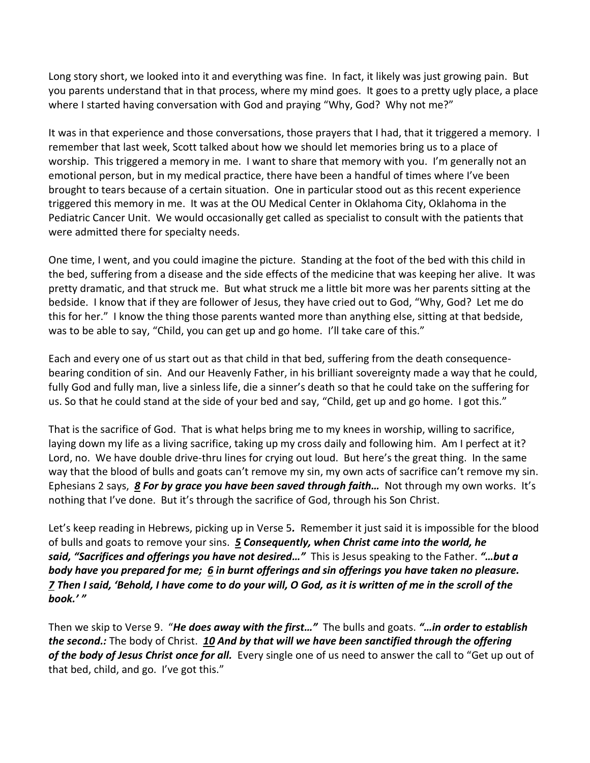Long story short, we looked into it and everything was fine. In fact, it likely was just growing pain. But you parents understand that in that process, where my mind goes. It goes to a pretty ugly place, a place where I started having conversation with God and praying "Why, God? Why not me?"

It was in that experience and those conversations, those prayers that I had, that it triggered a memory. I remember that last week, Scott talked about how we should let memories bring us to a place of worship. This triggered a memory in me. I want to share that memory with you. I'm generally not an emotional person, but in my medical practice, there have been a handful of times where I've been brought to tears because of a certain situation. One in particular stood out as this recent experience triggered this memory in me. It was at the OU Medical Center in Oklahoma City, Oklahoma in the Pediatric Cancer Unit. We would occasionally get called as specialist to consult with the patients that were admitted there for specialty needs.

One time, I went, and you could imagine the picture. Standing at the foot of the bed with this child in the bed, suffering from a disease and the side effects of the medicine that was keeping her alive. It was pretty dramatic, and that struck me. But what struck me a little bit more was her parents sitting at the bedside. I know that if they are follower of Jesus, they have cried out to God, "Why, God? Let me do this for her." I know the thing those parents wanted more than anything else, sitting at that bedside, was to be able to say, "Child, you can get up and go home. I'll take care of this."

Each and every one of us start out as that child in that bed, suffering from the death consequence-bearing condition of sin. And our Heavenly Father, in his brilliant sovereignty made a way that he could, fully God and fully man, live a sinless life, die a sinner's death so that he could take on the suffering for us. So that he could stand at the side of your bed and say, "Child, get up and go home. I got this."

That is the sacrifice of God. That is what helps bring me to my knees in worship, willing to sacrifice, laying down my life as a living sacrifice, taking up my cross daily and following him. Am I perfect at it? Lord, no. We have double drive-thru lines for crying out loud. But here's the great thing. In the same way that the blood of bulls and goats can't remove my sin, my own acts of sacrifice can't remove my sin. Ephesians 2 says, ***8 For by grace you have been saved through faith…*** Not through my own works. It's nothing that I've done. But it's through the sacrifice of God, through his Son Christ.

Let's keep reading in Hebrews, picking up in Verse 5. Remember it just said it is impossible for the blood of bulls and goats to remove your sins. ***5 Consequently, when Christ came into the world, he said, "Sacrifices and offerings you have not desired…"*** This is Jesus speaking to the Father. ***"…but a body have you prepared for me; 6 in burnt offerings and sin offerings you have taken no pleasure. 7 Then I said, 'Behold, I have come to do your will, O God, as it is written of me in the scroll of the book.' "***

Then we skip to Verse 9. "***He does away with the first…"*** The bulls and goats. ***"…in order to establish the second.:*** The body of Christ. ***10 And by that will we have been sanctified through the offering of the body of Jesus Christ once for all.*** Every single one of us need to answer the call to "Get up out of that bed, child, and go. I've got this."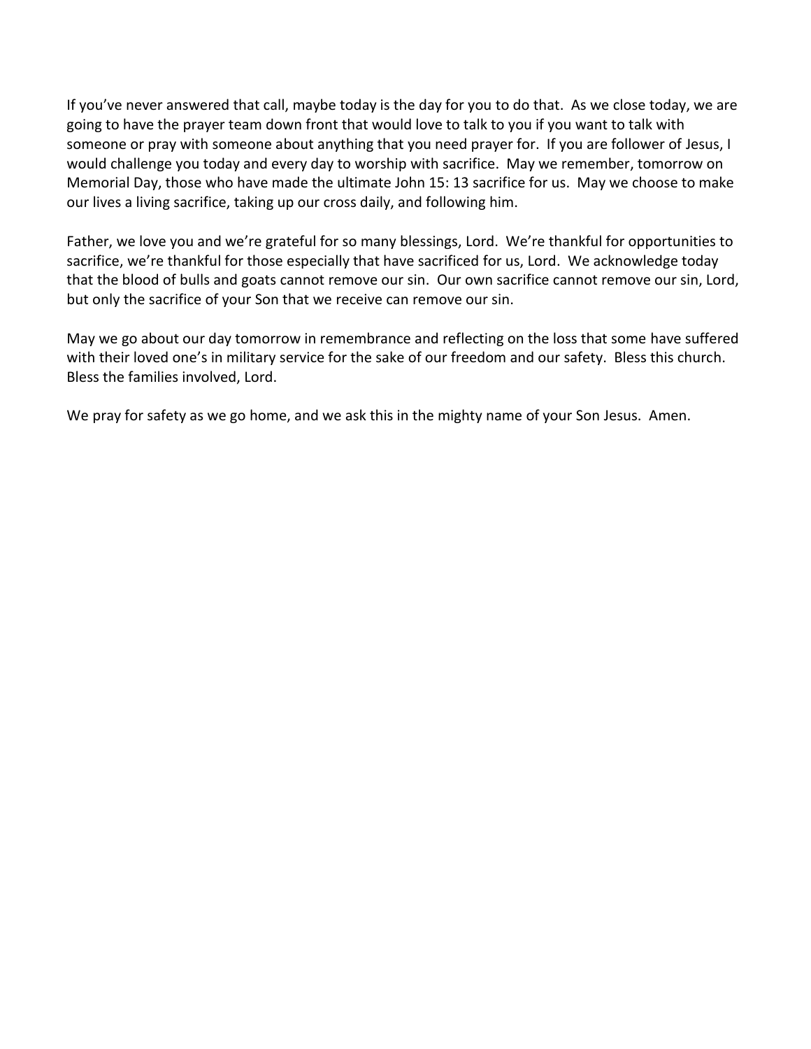If you've never answered that call, maybe today is the day for you to do that. As we close today, we are going to have the prayer team down front that would love to talk to you if you want to talk with someone or pray with someone about anything that you need prayer for. If you are follower of Jesus, I would challenge you today and every day to worship with sacrifice. May we remember, tomorrow on Memorial Day, those who have made the ultimate John 15: 13 sacrifice for us. May we choose to make our lives a living sacrifice, taking up our cross daily, and following him.

Father, we love you and we're grateful for so many blessings, Lord. We're thankful for opportunities to sacrifice, we're thankful for those especially that have sacrificed for us, Lord. We acknowledge today that the blood of bulls and goats cannot remove our sin. Our own sacrifice cannot remove our sin, Lord, but only the sacrifice of your Son that we receive can remove our sin.

May we go about our day tomorrow in remembrance and reflecting on the loss that some have suffered with their loved one's in military service for the sake of our freedom and our safety. Bless this church. Bless the families involved, Lord.

We pray for safety as we go home, and we ask this in the mighty name of your Son Jesus. Amen.